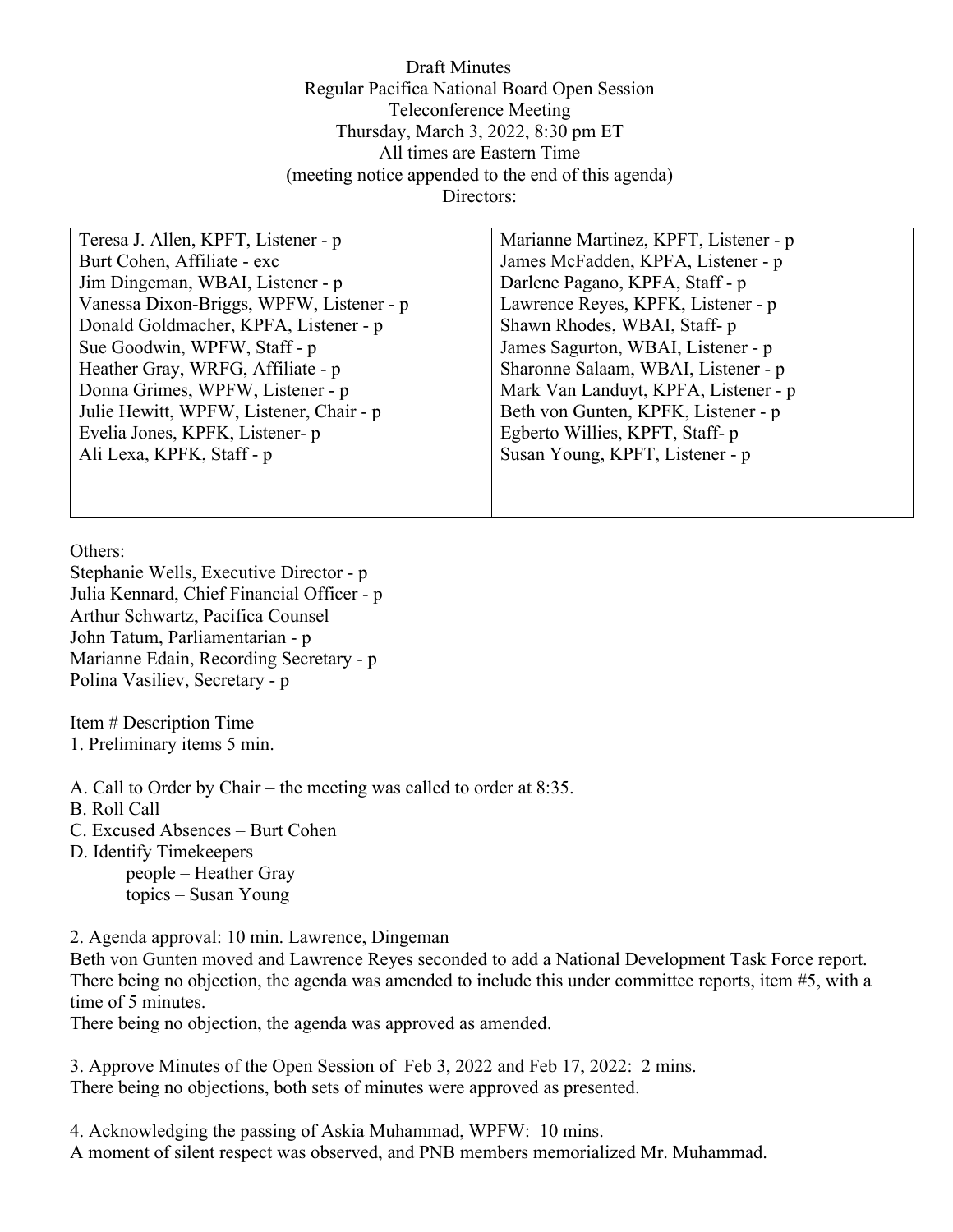Draft Minutes
Regular Pacifica National Board Open Session
Teleconference Meeting
Thursday, March 3, 2022, 8:30 pm ET
All times are Eastern Time
(meeting notice appended to the end of this agenda)
Directors:

| | |
|---|---|
| Teresa J. Allen, KPFT, Listener - p | Marianne Martinez, KPFT, Listener - p |
| Burt Cohen, Affiliate - exc | James McFadden, KPFA, Listener - p |
| Jim Dingeman, WBAI, Listener - p | Darlene Pagano, KPFA, Staff - p |
| Vanessa Dixon-Briggs, WPFW, Listener - p | Lawrence Reyes, KPFK, Listener - p |
| Donald Goldmacher, KPFA, Listener - p | Shawn Rhodes, WBAI, Staff- p |
| Sue Goodwin, WPFW, Staff - p | James Sagurton, WBAI, Listener - p |
| Heather Gray, WRFG, Affiliate - p | Sharonne Salaam, WBAI, Listener - p |
| Donna Grimes, WPFW, Listener - p | Mark Van Landuyt, KPFA, Listener - p |
| Julie Hewitt, WPFW, Listener, Chair - p | Beth von Gunten, KPFK, Listener - p |
| Evelia Jones, KPFK, Listener- p | Egberto Willies, KPFT, Staff- p |
| Ali Lexa, KPFK, Staff - p | Susan Young, KPFT, Listener - p |

Others:
Stephanie Wells, Executive Director - p
Julia Kennard, Chief Financial Officer - p
Arthur Schwartz, Pacifica Counsel
John Tatum, Parliamentarian - p
Marianne Edain, Recording Secretary - p
Polina Vasiliev, Secretary - p

Item # Description Time
1. Preliminary items 5 min.

A. Call to Order by Chair – the meeting was called to order at 8:35.
B. Roll Call
C. Excused Absences – Burt Cohen
D. Identify Timekeepers
   people – Heather Gray
   topics – Susan Young

2. Agenda approval: 10 min. Lawrence, Dingeman
Beth von Gunten moved and Lawrence Reyes seconded to add a National Development Task Force report. There being no objection, the agenda was amended to include this under committee reports, item #5, with a time of 5 minutes.
There being no objection, the agenda was approved as amended.

3. Approve Minutes of the Open Session of Feb 3, 2022 and Feb 17, 2022: 2 mins.
There being no objections, both sets of minutes were approved as presented.

4. Acknowledging the passing of Askia Muhammad, WPFW: 10 mins.
A moment of silent respect was observed, and PNB members memorialized Mr. Muhammad.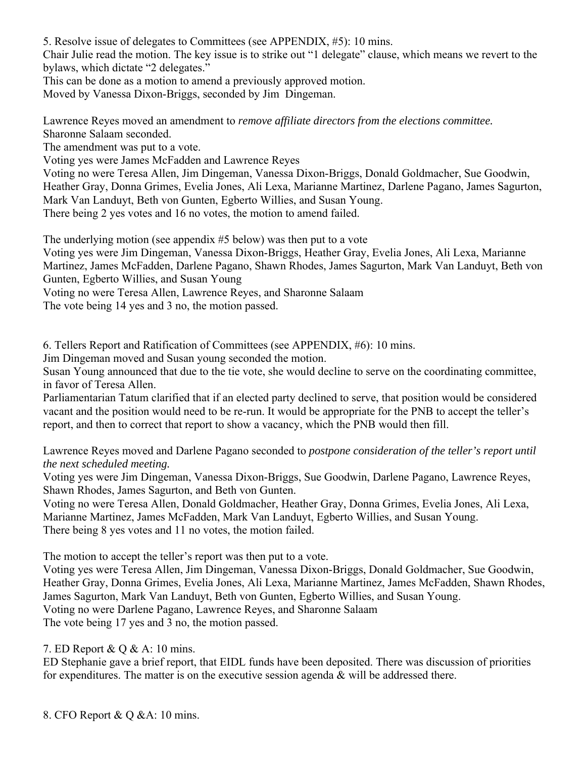5. Resolve issue of delegates to Committees (see APPENDIX, #5): 10 mins.
Chair Julie read the motion. The key issue is to strike out "1 delegate" clause, which means we revert to the bylaws, which dictate "2 delegates."
This can be done as a motion to amend a previously approved motion.
Moved by Vanessa Dixon-Briggs, seconded by Jim Dingeman.

Lawrence Reyes moved an amendment to *remove affiliate directors from the elections committee.*
Sharonne Salaam seconded.
The amendment was put to a vote.
Voting yes were James McFadden and Lawrence Reyes
Voting no were Teresa Allen, Jim Dingeman, Vanessa Dixon-Briggs, Donald Goldmacher, Sue Goodwin, Heather Gray, Donna Grimes, Evelia Jones, Ali Lexa, Marianne Martinez, Darlene Pagano, James Sagurton, Mark Van Landuyt, Beth von Gunten, Egberto Willies, and Susan Young.
There being 2 yes votes and 16 no votes, the motion to amend failed.

The underlying motion (see appendix #5 below) was then put to a vote
Voting yes were Jim Dingeman, Vanessa Dixon-Briggs, Heather Gray, Evelia Jones, Ali Lexa, Marianne Martinez, James McFadden, Darlene Pagano, Shawn Rhodes, James Sagurton, Mark Van Landuyt, Beth von Gunten, Egberto Willies, and Susan Young
Voting no were Teresa Allen, Lawrence Reyes, and Sharonne Salaam
The vote being 14 yes and 3 no, the motion passed.

6. Tellers Report and Ratification of Committees (see APPENDIX, #6): 10 mins.
Jim Dingeman moved and Susan young seconded the motion.
Susan Young announced that due to the tie vote, she would decline to serve on the coordinating committee, in favor of Teresa Allen.
Parliamentarian Tatum clarified that if an elected party declined to serve, that position would be considered vacant and the position would need to be re-run. It would be appropriate for the PNB to accept the teller's report, and then to correct that report to show a vacancy, which the PNB would then fill.

Lawrence Reyes moved and Darlene Pagano seconded to *postpone consideration of the teller's report until the next scheduled meeting.*
Voting yes were Jim Dingeman, Vanessa Dixon-Briggs, Sue Goodwin, Darlene Pagano, Lawrence Reyes, Shawn Rhodes, James Sagurton, and Beth von Gunten.
Voting no were Teresa Allen, Donald Goldmacher, Heather Gray, Donna Grimes, Evelia Jones, Ali Lexa, Marianne Martinez, James McFadden, Mark Van Landuyt, Egberto Willies, and Susan Young.
There being 8 yes votes and 11 no votes, the motion failed.

The motion to accept the teller's report was then put to a vote.
Voting yes were Teresa Allen, Jim Dingeman, Vanessa Dixon-Briggs, Donald Goldmacher, Sue Goodwin, Heather Gray, Donna Grimes, Evelia Jones, Ali Lexa, Marianne Martinez, James McFadden, Shawn Rhodes, James Sagurton, Mark Van Landuyt, Beth von Gunten, Egberto Willies, and Susan Young.
Voting no were Darlene Pagano, Lawrence Reyes, and Sharonne Salaam
The vote being 17 yes and 3 no, the motion passed.

7. ED Report & Q & A: 10 mins.
ED Stephanie gave a brief report, that EIDL funds have been deposited. There was discussion of priorities for expenditures. The matter is on the executive session agenda & will be addressed there.

8. CFO Report & Q &A: 10 mins.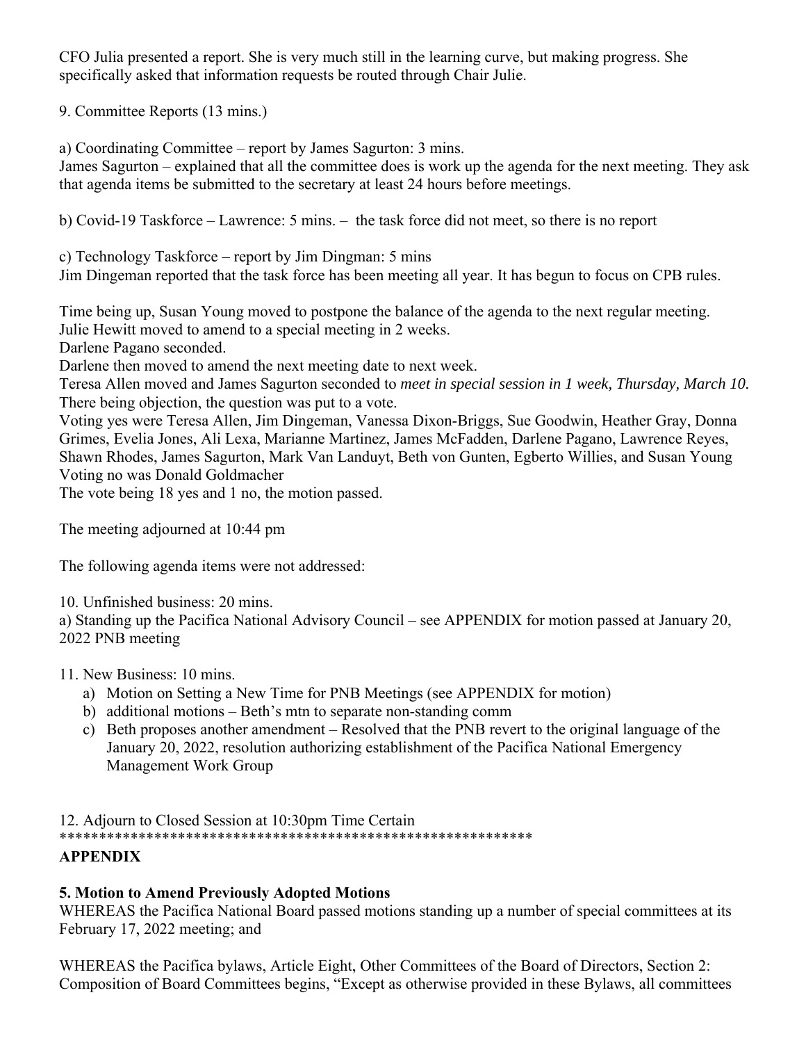CFO Julia presented a report. She is very much still in the learning curve, but making progress. She specifically asked that information requests be routed through Chair Julie.

9. Committee Reports (13 mins.)

a) Coordinating Committee – report by James Sagurton: 3 mins.
James Sagurton – explained that all the committee does is work up the agenda for the next meeting. They ask that agenda items be submitted to the secretary at least 24 hours before meetings.

b) Covid-19 Taskforce – Lawrence: 5 mins. – the task force did not meet, so there is no report

c) Technology Taskforce – report by Jim Dingman: 5 mins
Jim Dingeman reported that the task force has been meeting all year. It has begun to focus on CPB rules.

Time being up, Susan Young moved to postpone the balance of the agenda to the next regular meeting.
Julie Hewitt moved to amend to a special meeting in 2 weeks.
Darlene Pagano seconded.
Darlene then moved to amend the next meeting date to next week.
Teresa Allen moved and James Sagurton seconded to *meet in special session in 1 week, Thursday, March 10.*
There being objection, the question was put to a vote.
Voting yes were Teresa Allen, Jim Dingeman, Vanessa Dixon-Briggs, Sue Goodwin, Heather Gray, Donna Grimes, Evelia Jones, Ali Lexa, Marianne Martinez, James McFadden, Darlene Pagano, Lawrence Reyes, Shawn Rhodes, James Sagurton, Mark Van Landuyt, Beth von Gunten, Egberto Willies, and Susan Young
Voting no was Donald Goldmacher
The vote being 18 yes and 1 no, the motion passed.

The meeting adjourned at 10:44 pm

The following agenda items were not addressed:

10. Unfinished business: 20 mins.
a) Standing up the Pacifica National Advisory Council – see APPENDIX for motion passed at January 20, 2022 PNB meeting

11. New Business: 10 mins.

a) Motion on Setting a New Time for PNB Meetings (see APPENDIX for motion)
b) additional motions – Beth's mtn to separate non-standing comm
c) Beth proposes another amendment – Resolved that the PNB revert to the original language of the January 20, 2022, resolution authorizing establishment of the Pacifica National Emergency Management Work Group

12. Adjourn to Closed Session at 10:30pm Time Certain
************************************************************

**APPENDIX**

**5. Motion to Amend Previously Adopted Motions**

WHEREAS the Pacifica National Board passed motions standing up a number of special committees at its February 17, 2022 meeting; and

WHEREAS the Pacifica bylaws, Article Eight, Other Committees of the Board of Directors, Section 2: Composition of Board Committees begins, "Except as otherwise provided in these Bylaws, all committees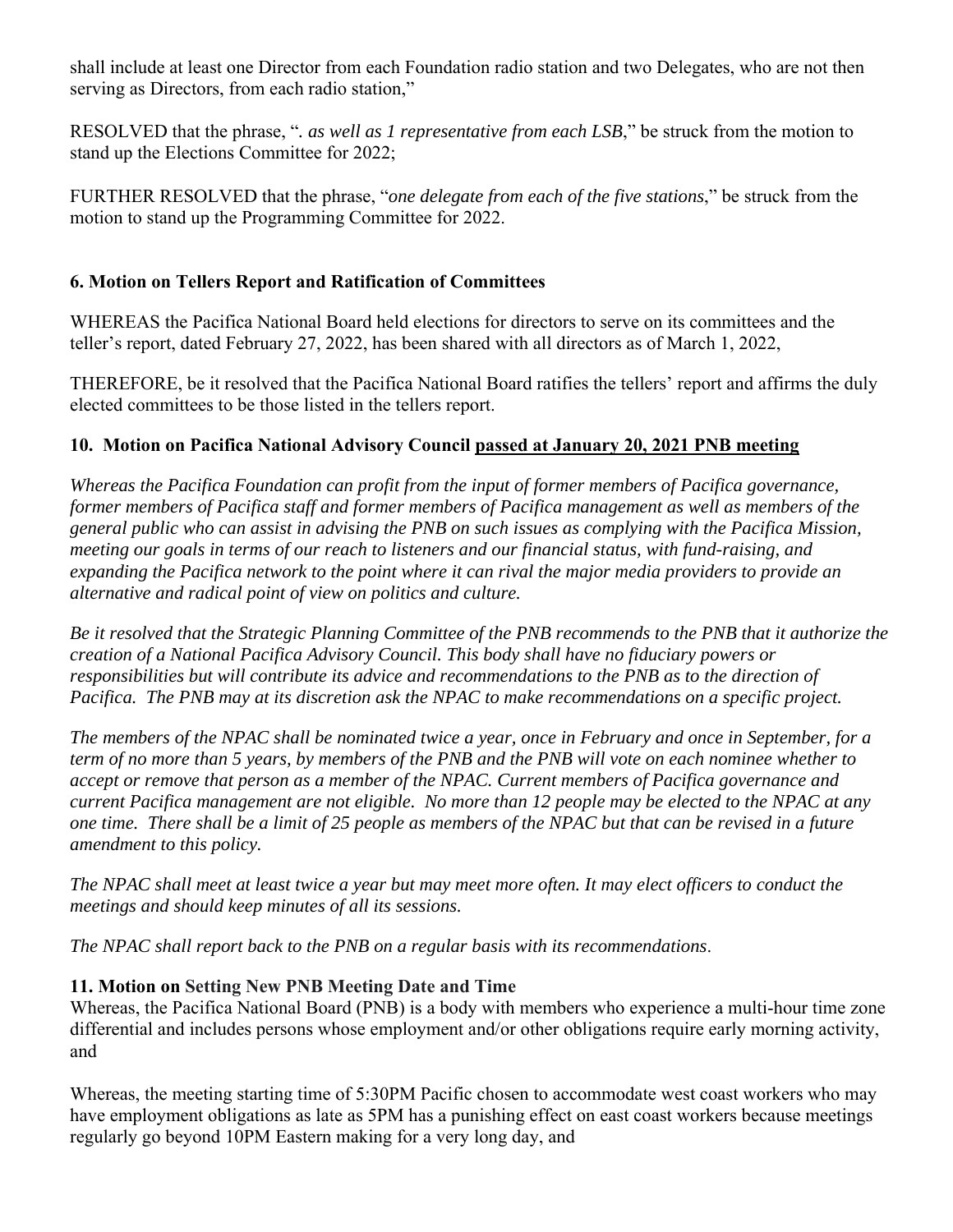shall include at least one Director from each Foundation radio station and two Delegates, who are not then serving as Directors, from each radio station,"

RESOLVED that the phrase, "*. as well as 1 representative from each LSB*," be struck from the motion to stand up the Elections Committee for 2022;

FURTHER RESOLVED that the phrase, "*one delegate from each of the five stations*," be struck from the motion to stand up the Programming Committee for 2022.

**6. Motion on Tellers Report and Ratification of Committees**

WHEREAS the Pacifica National Board held elections for directors to serve on its committees and the teller's report, dated February 27, 2022, has been shared with all directors as of March 1, 2022,

THEREFORE, be it resolved that the Pacifica National Board ratifies the tellers' report and affirms the duly elected committees to be those listed in the tellers report.

**10. Motion on Pacifica National Advisory Council <u>passed at January 20, 2021 PNB meeting</u>**

*Whereas the Pacifica Foundation can profit from the input of former members of Pacifica governance, former members of Pacifica staff and former members of Pacifica management as well as members of the general public who can assist in advising the PNB on such issues as complying with the Pacifica Mission, meeting our goals in terms of our reach to listeners and our financial status, with fund-raising, and expanding the Pacifica network to the point where it can rival the major media providers to provide an alternative and radical point of view on politics and culture.*

*Be it resolved that the Strategic Planning Committee of the PNB recommends to the PNB that it authorize the creation of a National Pacifica Advisory Council. This body shall have no fiduciary powers or responsibilities but will contribute its advice and recommendations to the PNB as to the direction of Pacifica. The PNB may at its discretion ask the NPAC to make recommendations on a specific project.*

*The members of the NPAC shall be nominated twice a year, once in February and once in September, for a term of no more than 5 years, by members of the PNB and the PNB will vote on each nominee whether to accept or remove that person as a member of the NPAC. Current members of Pacifica governance and current Pacifica management are not eligible. No more than 12 people may be elected to the NPAC at any one time. There shall be a limit of 25 people as members of the NPAC but that can be revised in a future amendment to this policy.*

*The NPAC shall meet at least twice a year but may meet more often. It may elect officers to conduct the meetings and should keep minutes of all its sessions.*

*The NPAC shall report back to the PNB on a regular basis with its recommendations*.

**11. Motion on Setting New PNB Meeting Date and Time**

Whereas, the Pacifica National Board (PNB) is a body with members who experience a multi-hour time zone differential and includes persons whose employment and/or other obligations require early morning activity, and

Whereas, the meeting starting time of 5:30PM Pacific chosen to accommodate west coast workers who may have employment obligations as late as 5PM has a punishing effect on east coast workers because meetings regularly go beyond 10PM Eastern making for a very long day, and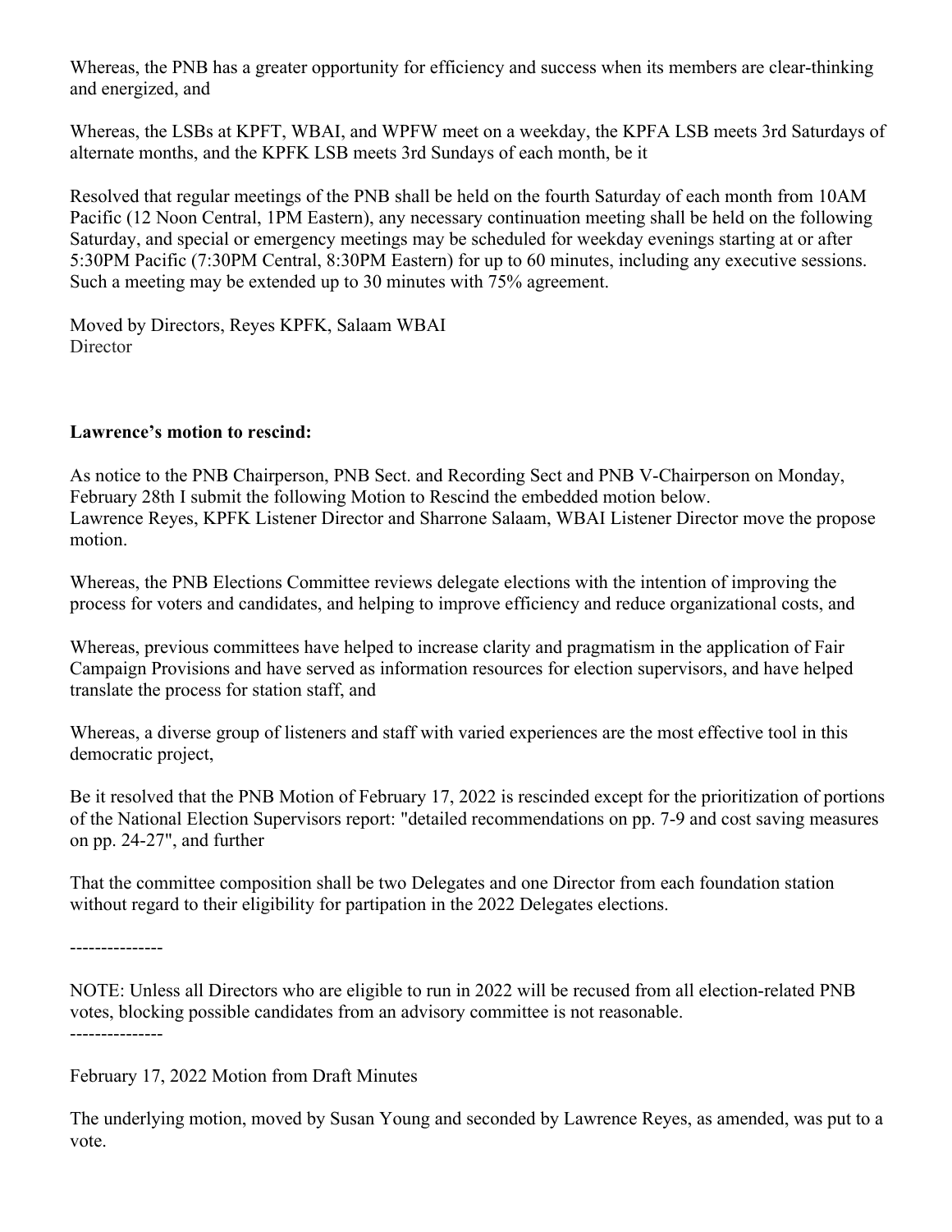Whereas, the PNB has a greater opportunity for efficiency and success when its members are clear-thinking and energized, and

Whereas, the LSBs at KPFT, WBAI, and WPFW meet on a weekday, the KPFA LSB meets 3rd Saturdays of alternate months, and the KPFK LSB meets 3rd Sundays of each month, be it

Resolved that regular meetings of the PNB shall be held on the fourth Saturday of each month from 10AM Pacific (12 Noon Central, 1PM Eastern), any necessary continuation meeting shall be held on the following Saturday, and special or emergency meetings may be scheduled for weekday evenings starting at or after 5:30PM Pacific (7:30PM Central, 8:30PM Eastern) for up to 60 minutes, including any executive sessions. Such a meeting may be extended up to 30 minutes with 75% agreement.

Moved by Directors, Reyes KPFK, Salaam WBAI
Director

**Lawrence's motion to rescind:**

As notice to the PNB Chairperson, PNB Sect. and Recording Sect and PNB V-Chairperson on Monday, February 28th I submit the following Motion to Rescind the embedded motion below.
Lawrence Reyes, KPFK Listener Director and Sharrone Salaam, WBAI Listener Director move the propose motion.

Whereas, the PNB Elections Committee reviews delegate elections with the intention of improving the process for voters and candidates, and helping to improve efficiency and reduce organizational costs, and

Whereas, previous committees have helped to increase clarity and pragmatism in the application of Fair Campaign Provisions and have served as information resources for election supervisors, and have helped translate the process for station staff, and

Whereas, a diverse group of listeners and staff with varied experiences are the most effective tool in this democratic project,

Be it resolved that the PNB Motion of February 17, 2022 is rescinded except for the prioritization of portions of the National Election Supervisors report: "detailed recommendations on pp. 7-9 and cost saving measures on pp. 24-27", and further

That the committee composition shall be two Delegates and one Director from each foundation station without regard to their eligibility for partipation in the 2022 Delegates elections.

---------------

NOTE: Unless all Directors who are eligible to run in 2022 will be recused from all election-related PNB votes, blocking possible candidates from an advisory committee is not reasonable.

---------------

February 17, 2022 Motion from Draft Minutes

The underlying motion, moved by Susan Young and seconded by Lawrence Reyes, as amended, was put to a vote.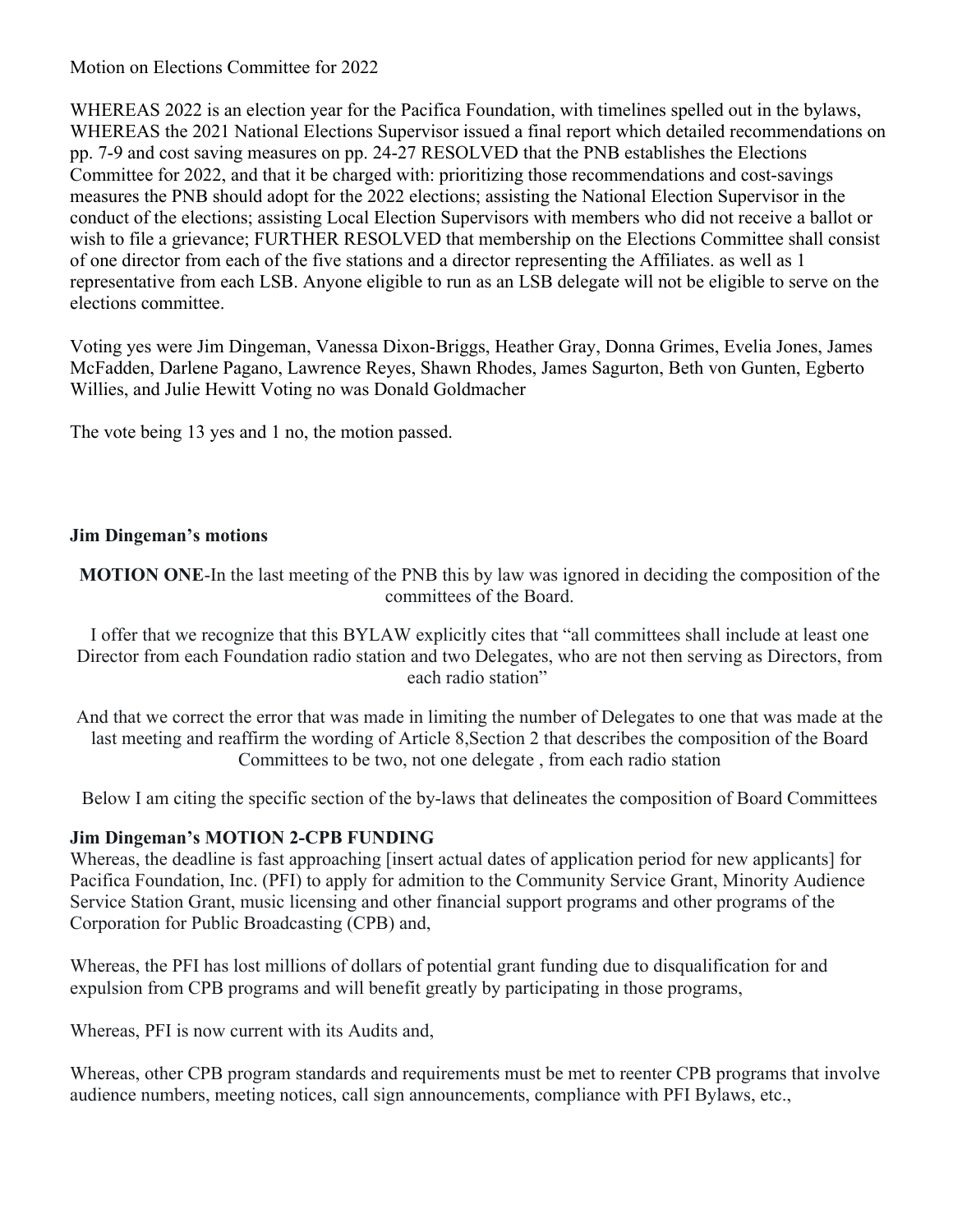Motion on Elections Committee for 2022

WHEREAS 2022 is an election year for the Pacifica Foundation, with timelines spelled out in the bylaws, WHEREAS the 2021 National Elections Supervisor issued a final report which detailed recommendations on pp. 7-9 and cost saving measures on pp. 24-27 RESOLVED that the PNB establishes the Elections Committee for 2022, and that it be charged with: prioritizing those recommendations and cost-savings measures the PNB should adopt for the 2022 elections; assisting the National Election Supervisor in the conduct of the elections; assisting Local Election Supervisors with members who did not receive a ballot or wish to file a grievance; FURTHER RESOLVED that membership on the Elections Committee shall consist of one director from each of the five stations and a director representing the Affiliates. as well as 1 representative from each LSB. Anyone eligible to run as an LSB delegate will not be eligible to serve on the elections committee.

Voting yes were Jim Dingeman, Vanessa Dixon-Briggs, Heather Gray, Donna Grimes, Evelia Jones, James McFadden, Darlene Pagano, Lawrence Reyes, Shawn Rhodes, James Sagurton, Beth von Gunten, Egberto Willies, and Julie Hewitt Voting no was Donald Goldmacher

The vote being 13 yes and 1 no, the motion passed.

**Jim Dingeman's motions**

**MOTION ONE**-In the last meeting of the PNB this by law was ignored in deciding the composition of the committees of the Board.

I offer that we recognize that this BYLAW explicitly cites that "all committees shall include at least one Director from each Foundation radio station and two Delegates, who are not then serving as Directors, from each radio station"

And that we correct the error that was made in limiting the number of Delegates to one that was made at the last meeting and reaffirm the wording of Article 8,Section 2 that describes the composition of the Board Committees to be two, not one delegate , from each radio station

Below I am citing the specific section of the by-laws that delineates the composition of Board Committees

**Jim Dingeman's MOTION 2-CPB FUNDING**

Whereas, the deadline is fast approaching [insert actual dates of application period for new applicants] for Pacifica Foundation, Inc. (PFI) to apply for admition to the Community Service Grant, Minority Audience Service Station Grant, music licensing and other financial support programs and other programs of the Corporation for Public Broadcasting (CPB) and,

Whereas, the PFI has lost millions of dollars of potential grant funding due to disqualification for and expulsion from CPB programs and will benefit greatly by participating in those programs,

Whereas, PFI is now current with its Audits and,

Whereas, other CPB program standards and requirements must be met to reenter CPB programs that involve audience numbers, meeting notices, call sign announcements, compliance with PFI Bylaws, etc.,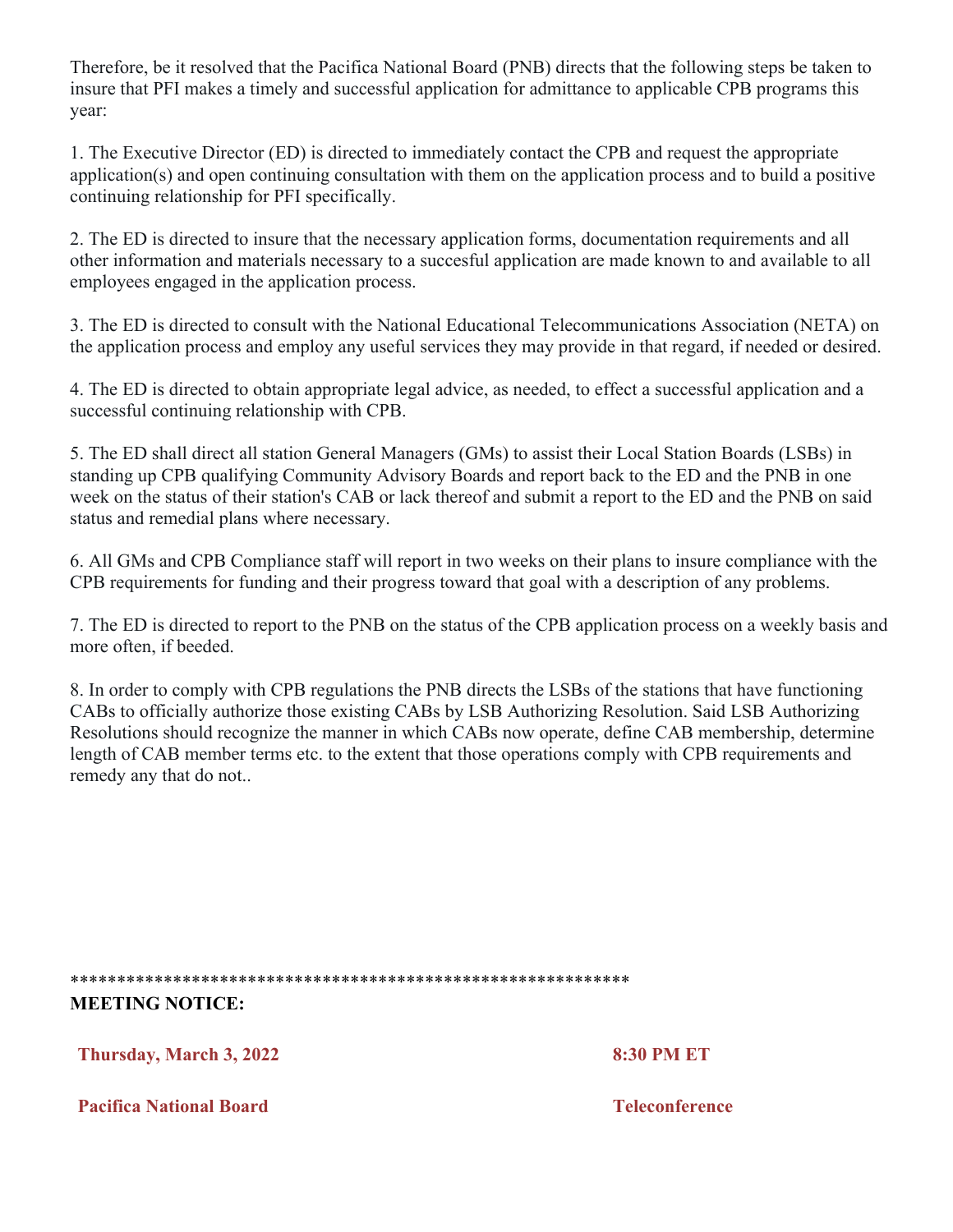Therefore, be it resolved that the Pacifica National Board (PNB) directs that the following steps be taken to insure that PFI makes a timely and successful application for admittance to applicable CPB programs this year:

1. The Executive Director (ED) is directed to immediately contact the CPB and request the appropriate application(s) and open continuing consultation with them on the application process and to build a positive continuing relationship for PFI specifically.

2. The ED is directed to insure that the necessary application forms, documentation requirements and all other information and materials necessary to a succesful application are made known to and available to all employees engaged in the application process.

3. The ED is directed to consult with the National Educational Telecommunications Association (NETA) on the application process and employ any useful services they may provide in that regard, if needed or desired.

4. The ED is directed to obtain appropriate legal advice, as needed, to effect a successful application and a successful continuing relationship with CPB.

5. The ED shall direct all station General Managers (GMs) to assist their Local Station Boards (LSBs) in standing up CPB qualifying Community Advisory Boards and report back to the ED and the PNB in one week on the status of their station's CAB or lack thereof and submit a report to the ED and the PNB on said status and remedial plans where necessary.

6. All GMs and CPB Compliance staff will report in two weeks on their plans to insure compliance with the CPB requirements for funding and their progress toward that goal with a description of any problems.

7. The ED is directed to report to the PNB on the status of the CPB application process on a weekly basis and more often, if beeded.

8. In order to comply with CPB regulations the PNB directs the LSBs of the stations that have functioning CABs to officially authorize those existing CABs by LSB Authorizing Resolution. Said LSB Authorizing Resolutions should recognize the manner in which CABs now operate, define CAB membership, determine length of CAB member terms etc. to the extent that those operations comply with CPB requirements and remedy any that do not..

************************************************************

**MEETING NOTICE:**

**Thursday, March 3, 2022** **8:30 PM ET**

**Pacifica National Board** **Teleconference**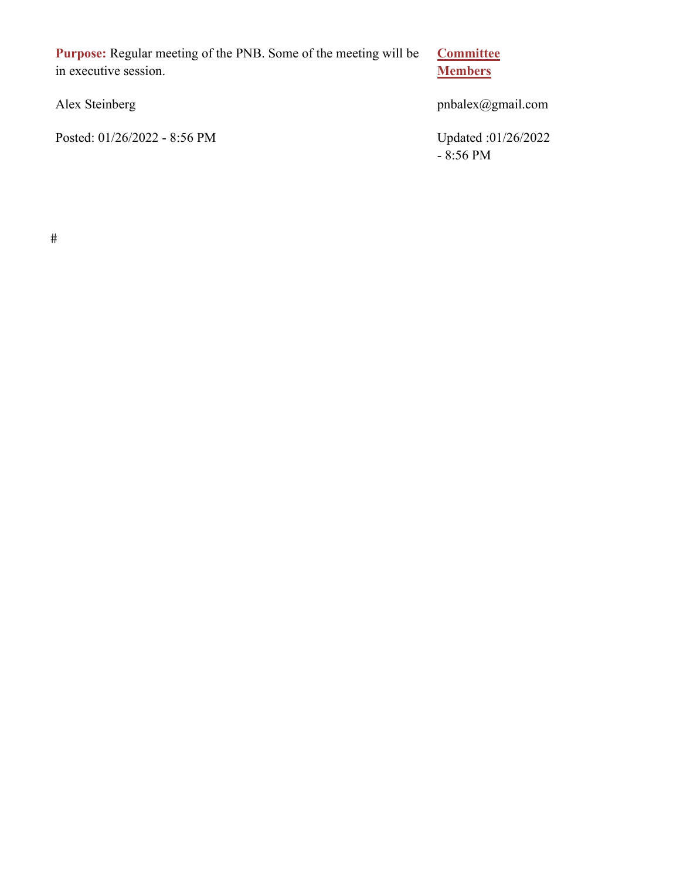**Purpose:** Regular meeting of the PNB. Some of the meeting will be in executive session.

**Committee Members**

Alex Steinberg

pnbalex@gmail.com

Posted: 01/26/2022 - 8:56 PM

Updated :01/26/2022 - 8:56 PM

#